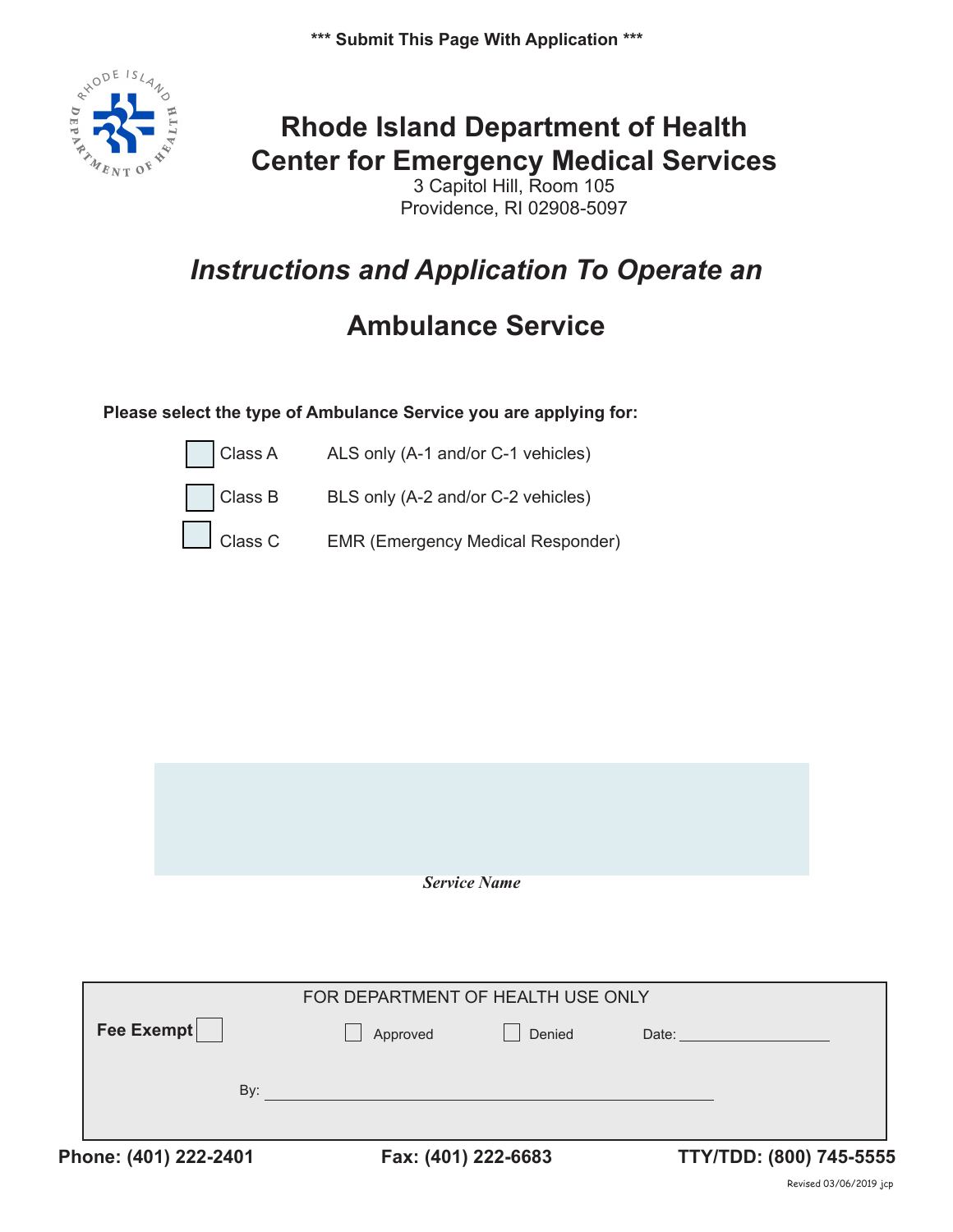**\*\*\* Submit This Page With Application \*\*\***

# Rhode Island Department of Health
# Center for Emergency Medical Services

3 Capitol Hill, Room 105
Providence, RI 02908-5097

## *Instructions and Application To Operate an*

## Ambulance Service

**Please select the type of Ambulance Service you are applying for:**

☐ Class A — ALS only (A-1 and/or C-1 vehicles)

☐ Class B — BLS only (A-2 and/or C-2 vehicles)

☐ Class C — EMR (Emergency Medical Responder)

***Service Name***

FOR DEPARTMENT OF HEALTH USE ONLY

**Fee Exempt** ☐ ☐ Approved ☐ Denied Date: ____________________

By: ____________________________________________

**Phone: (401) 222-2401** **Fax: (401) 222-6683** **TTY/TDD: (800) 745-5555**

Revised 03/06/2019 jcp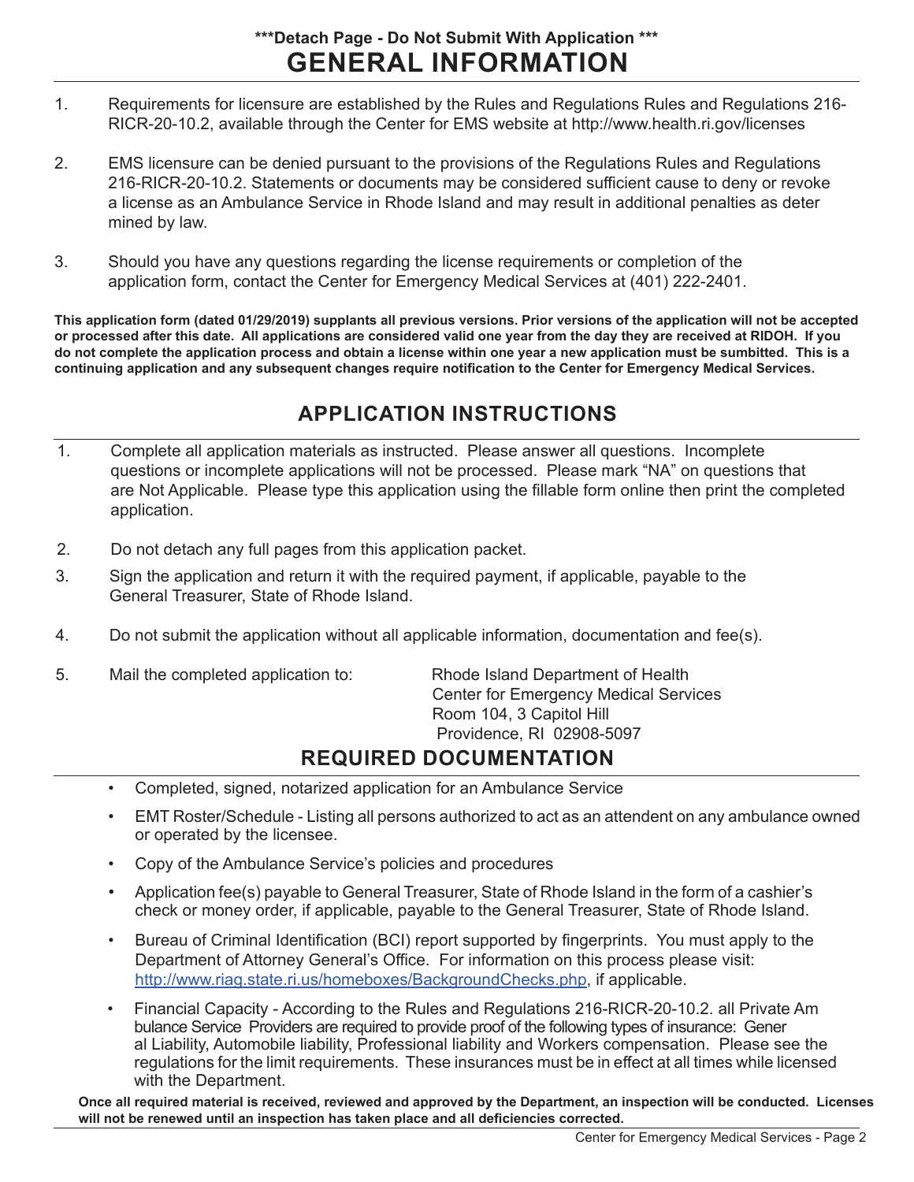***Detach Page - Do Not Submit With Application ***

# GENERAL INFORMATION

1. Requirements for licensure are established by the Rules and Regulations Rules and Regulations 216-RICR-20-10.2, available through the Center for EMS website at http://www.health.ri.gov/licenses

2. EMS licensure can be denied pursuant to the provisions of the Regulations Rules and Regulations 216-RICR-20-10.2. Statements or documents may be considered sufficient cause to deny or revoke a license as an Ambulance Service in Rhode Island and may result in additional penalties as deter mined by law.

3. Should you have any questions regarding the license requirements or completion of the application form, contact the Center for Emergency Medical Services at (401) 222-2401.

**This application form (dated 01/29/2019) supplants all previous versions. Prior versions of the application will not be accepted or processed after this date. All applications are considered valid one year from the day they are received at RIDOH. If you do not complete the application process and obtain a license within one year a new application must be sumbitted. This is a continuing application and any subsequent changes require notification to the Center for Emergency Medical Services.**

## APPLICATION INSTRUCTIONS

1. Complete all application materials as instructed. Please answer all questions. Incomplete questions or incomplete applications will not be processed. Please mark "NA" on questions that are Not Applicable. Please type this application using the fillable form online then print the completed application.

2. Do not detach any full pages from this application packet.

3. Sign the application and return it with the required payment, if applicable, payable to the General Treasurer, State of Rhode Island.

4. Do not submit the application without all applicable information, documentation and fee(s).

5. Mail the completed application to:

   Rhode Island Department of Health
   Center for Emergency Medical Services
   Room 104, 3 Capitol Hill
   Providence, RI 02908-5097

## REQUIRED DOCUMENTATION

- Completed, signed, notarized application for an Ambulance Service
- EMT Roster/Schedule - Listing all persons authorized to act as an attendent on any ambulance owned or operated by the licensee.
- Copy of the Ambulance Service's policies and procedures
- Application fee(s) payable to General Treasurer, State of Rhode Island in the form of a cashier's check or money order, if applicable, payable to the General Treasurer, State of Rhode Island.
- Bureau of Criminal Identification (BCI) report supported by fingerprints. You must apply to the Department of Attorney General's Office. For information on this process please visit: http://www.riag.state.ri.us/homeboxes/BackgroundChecks.php, if applicable.
- Financial Capacity - According to the Rules and Regulations 216-RICR-20-10.2. all Private Am bulance Service Providers are required to provide proof of the following types of insurance: Gener al Liability, Automobile liability, Professional liability and Workers compensation. Please see the regulations for the limit requirements. These insurances must be in effect at all times while licensed with the Department.

**Once all required material is received, reviewed and approved by the Department, an inspection will be conducted. Licenses will not be renewed until an inspection has taken place and all deficiencies corrected.**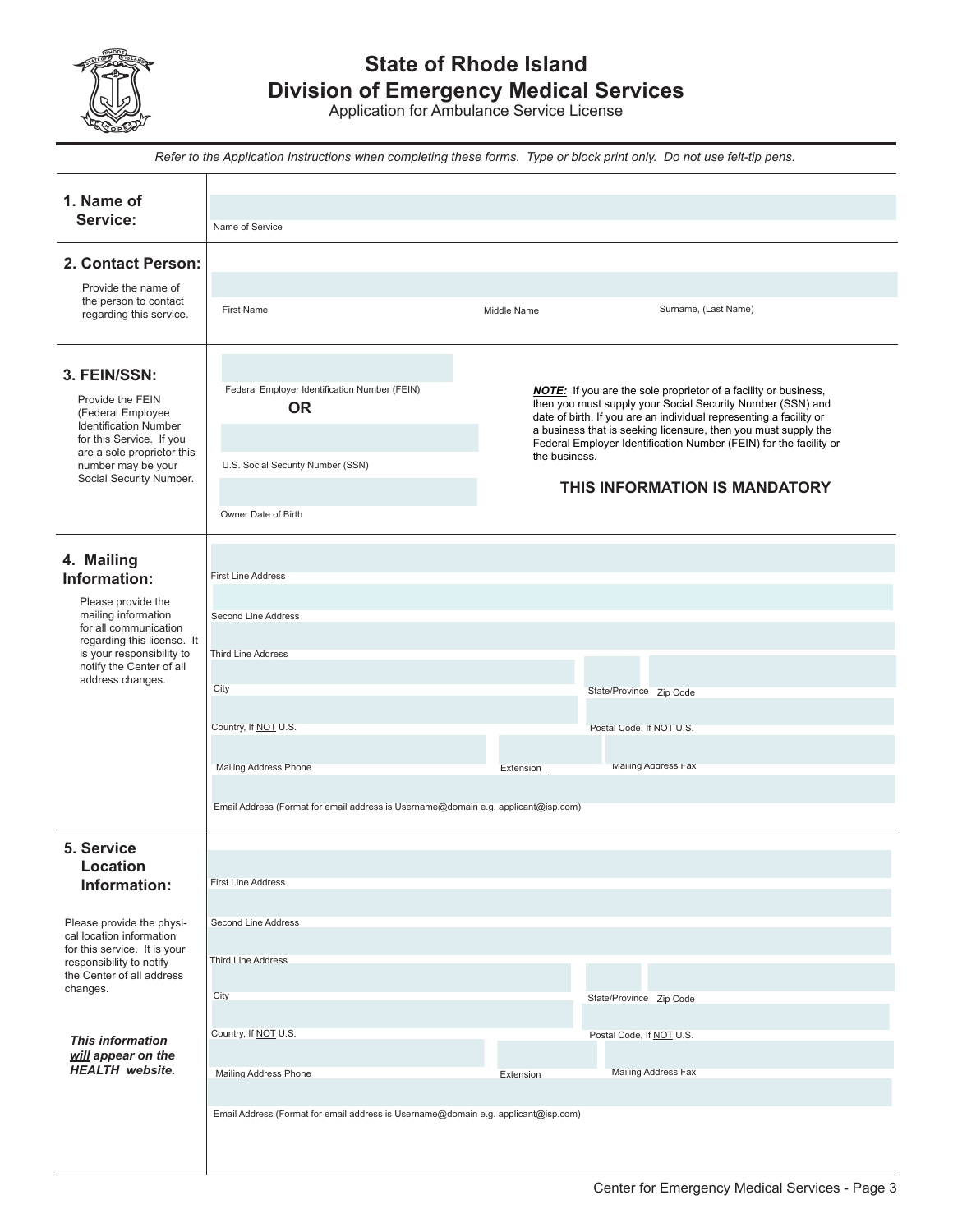# State of Rhode Island
## Division of Emergency Medical Services
Application for Ambulance Service License

*Refer to the Application Instructions when completing these forms. Type or block print only. Do not use felt-tip pens.*

**1. Name of Service:**

Name of Service

**2. Contact Person:**

Provide the name of the person to contact regarding this service.

First Name | Middle Name | Surname, (Last Name)

**3. FEIN/SSN:**

Provide the FEIN (Federal Employee Identification Number for this Service. If you are a sole proprietor this number may be your Social Security Number.

Federal Employer Identification Number (FEIN)

**OR**

U.S. Social Security Number (SSN)

Owner Date of Birth

***NOTE:*** If you are the sole proprietor of a facility or business, then you must supply your Social Security Number (SSN) and date of birth. If you are an individual representing a facility or a business that is seeking licensure, then you must supply the Federal Employer Identification Number (FEIN) for the facility or the business.

**THIS INFORMATION IS MANDATORY**

**4. Mailing Information:**

Please provide the mailing information for all communication regarding this license. It is your responsibility to notify the Center of all address changes.

First Line Address

Second Line Address

Third Line Address

City | State/Province | Zip Code

Country, If NOT U.S. | Postal Code, If NOT U.S.

Mailing Address Phone | Extension | Mailing Address Fax

Email Address (Format for email address is Username@domain e.g. applicant@isp.com)

**5. Service Location Information:**

Please provide the physical location information for this service. It is your responsibility to notify the Center of all address changes.

***This information will appear on the HEALTH website.***

First Line Address

Second Line Address

Third Line Address

City | State/Province | Zip Code

Country, If NOT U.S. | Postal Code, If NOT U.S.

Mailing Address Phone | Extension | Mailing Address Fax

Email Address (Format for email address is Username@domain e.g. applicant@isp.com)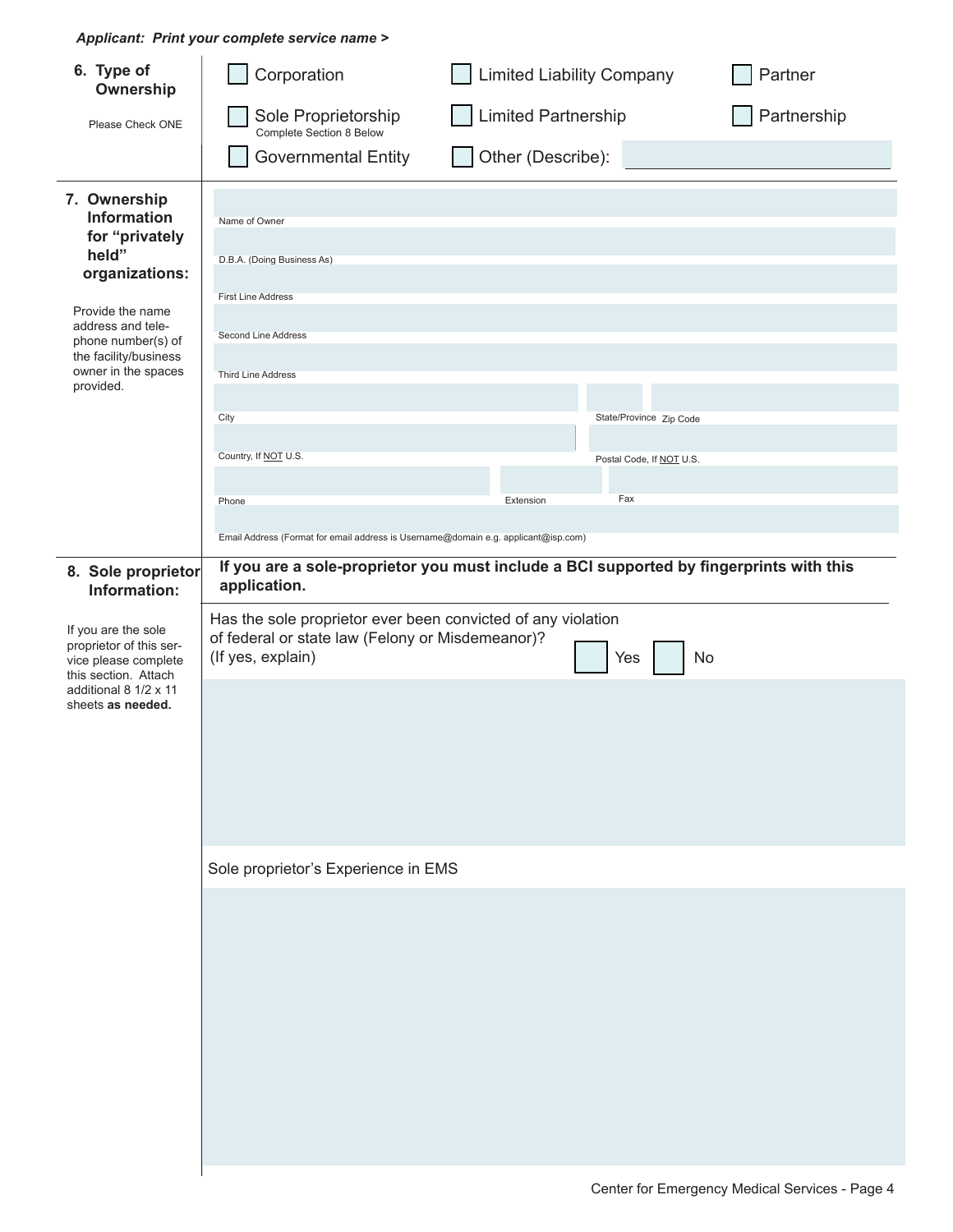***Applicant: Print your complete service name >***

**6. Type of Ownership**

Please Check ONE

- ☐ Corporation
- ☐ Limited Liability Company
- ☐ Partner
- ☐ Sole Proprietorship (Complete Section 8 Below)
- ☐ Limited Partnership
- ☐ Partnership
- ☐ Governmental Entity
- ☐ Other (Describe):

**7. Ownership Information for "privately held" organizations:**

Provide the name address and telephone number(s) of the facility/business owner in the spaces provided.

Name of Owner

D.B.A. (Doing Business As)

First Line Address

Second Line Address

Third Line Address

City | State/Province | Zip Code

Country, If NOT U.S. | Postal Code, If NOT U.S.

Phone | Extension | Fax

Email Address (Format for email address is Username@domain e.g. applicant@isp.com)

**8. Sole proprietor Information:**

If you are the sole proprietor of this service please complete this section. Attach additional 8 1/2 x 11 sheets **as needed.**

**If you are a sole-proprietor you must include a BCI supported by fingerprints with this application.**

Has the sole proprietor ever been convicted of any violation of federal or state law (Felony or Misdemeanor)? (If yes, explain) ☐ Yes ☐ No

Sole proprietor's Experience in EMS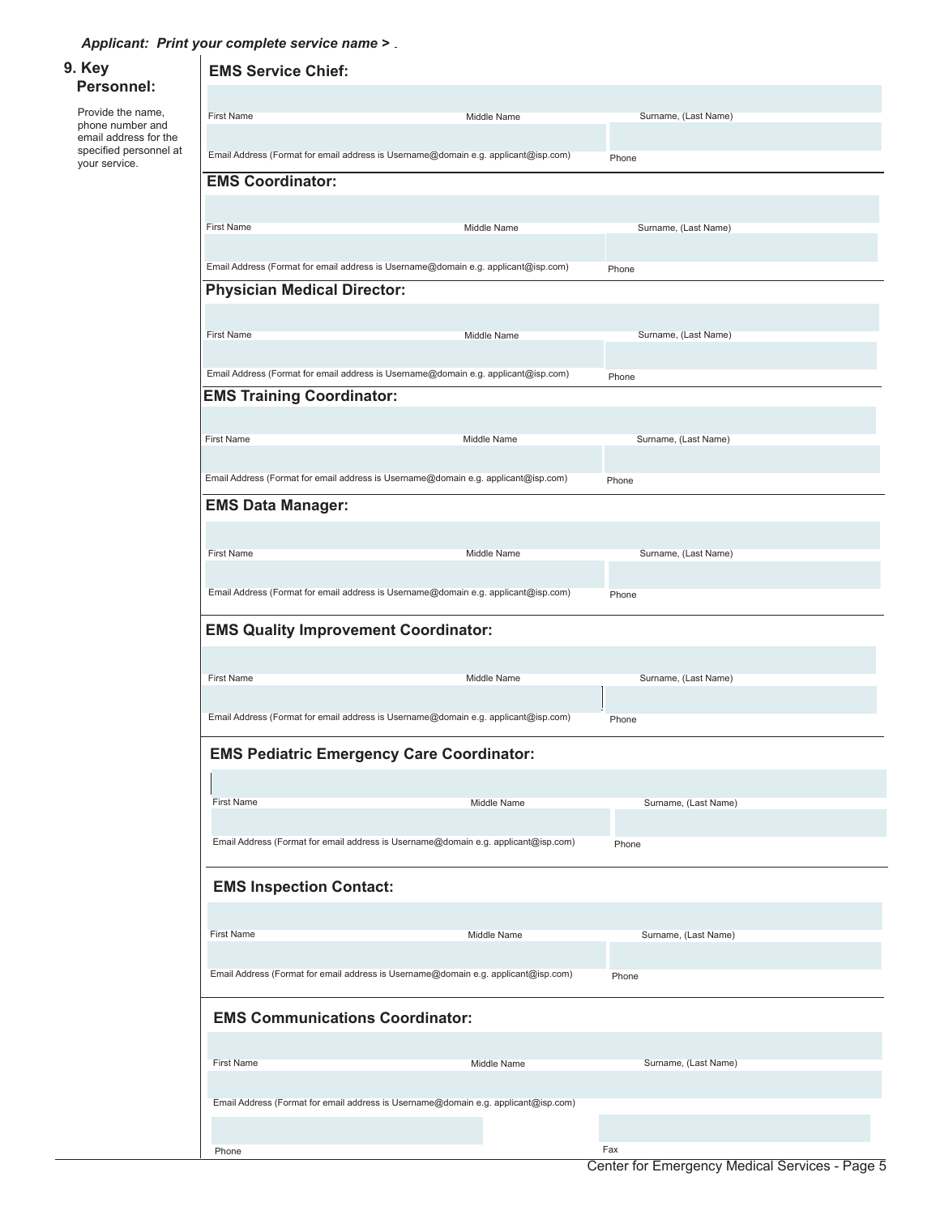*Applicant: Print your complete service name >*

## 9. Key Personnel:

Provide the name, phone number and email address for the specified personnel at your service.

### EMS Service Chief:

First Name | Middle Name | Surname, (Last Name)

Email Address (Format for email address is Username@domain e.g. applicant@isp.com) | Phone

### EMS Coordinator:

First Name | Middle Name | Surname, (Last Name)

Email Address (Format for email address is Username@domain e.g. applicant@isp.com) | Phone

### Physician Medical Director:

First Name | Middle Name | Surname, (Last Name)

Email Address (Format for email address is Username@domain e.g. applicant@isp.com) | Phone

### EMS Training Coordinator:

First Name | Middle Name | Surname, (Last Name)

Email Address (Format for email address is Username@domain e.g. applicant@isp.com) | Phone

### EMS Data Manager:

First Name | Middle Name | Surname, (Last Name)

Email Address (Format for email address is Username@domain e.g. applicant@isp.com) | Phone

### EMS Quality Improvement Coordinator:

First Name | Middle Name | Surname, (Last Name)

Email Address (Format for email address is Username@domain e.g. applicant@isp.com) | Phone

### EMS Pediatric Emergency Care Coordinator:

First Name | Middle Name | Surname, (Last Name)

Email Address (Format for email address is Username@domain e.g. applicant@isp.com) | Phone

### EMS Inspection Contact:

First Name | Middle Name | Surname, (Last Name)

Email Address (Format for email address is Username@domain e.g. applicant@isp.com) | Phone

### EMS Communications Coordinator:

First Name | Middle Name | Surname, (Last Name)

Email Address (Format for email address is Username@domain e.g. applicant@isp.com)

Phone | Fax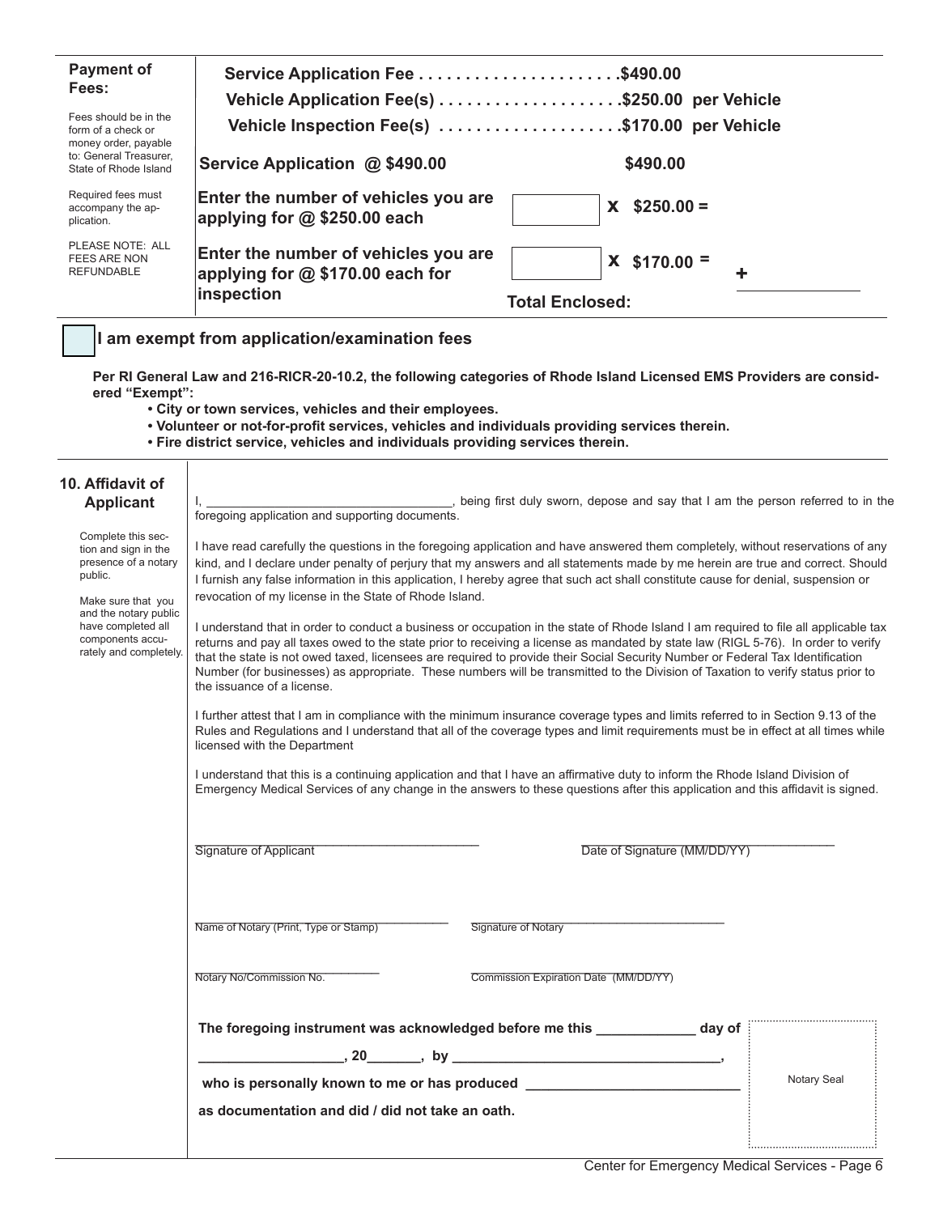**Payment of Fees:**

Fees should be in the form of a check or money order, payable to: General Treasurer, State of Rhode Island

Required fees must accompany the application.

PLEASE NOTE: ALL FEES ARE NON REFUNDABLE

**Service Application Fee . . . . . . . . . . . . . . . . . . . . .$490.00**

**Vehicle Application Fee(s) . . . . . . . . . . . . . . . . . . . .$250.00 per Vehicle**

**Vehicle Inspection Fee(s) . . . . . . . . . . . . . . . . . . . .$170.00 per Vehicle**

| | | |
|---|---|---|
| **Service Application @ $490.00** | | **$490.00** |
| **Enter the number of vehicles you are applying for @ $250.00 each** | ______ | **x $250.00 =** |
| **Enter the number of vehicles you are applying for @ $170.00 each for inspection** | ______ | **x $170.00 =** **+** ______ |
| | **Total Enclosed:** | |

☐ **I am exempt from application/examination fees**

**Per RI General Law and 216-RICR-20-10.2, the following categories of Rhode Island Licensed EMS Providers are considered "Exempt":**

- **City or town services, vehicles and their employees.**
- **Volunteer or not-for-profit services, vehicles and individuals providing services therein.**
- **Fire district service, vehicles and individuals providing services therein.**

## 10. Affidavit of Applicant

Complete this section and sign in the presence of a notary public.

Make sure that you and the notary public have completed all components accurately and completely.

I, ___________________________________, being first duly sworn, depose and say that I am the person referred to in the foregoing application and supporting documents.

I have read carefully the questions in the foregoing application and have answered them completely, without reservations of any kind, and I declare under penalty of perjury that my answers and all statements made by me herein are true and correct. Should I furnish any false information in this application, I hereby agree that such act shall constitute cause for denial, suspension or revocation of my license in the State of Rhode Island.

I understand that in order to conduct a business or occupation in the state of Rhode Island I am required to file all applicable tax returns and pay all taxes owed to the state prior to receiving a license as mandated by state law (RIGL 5-76). In order to verify that the state is not owed taxed, licensees are required to provide their Social Security Number or Federal Tax Identification Number (for businesses) as appropriate. These numbers will be transmitted to the Division of Taxation to verify status prior to the issuance of a license.

I further attest that I am in compliance with the minimum insurance coverage types and limits referred to in Section 9.13 of the Rules and Regulations and I understand that all of the coverage types and limit requirements must be in effect at all times while licensed with the Department

I understand that this is a continuing application and that I have an affirmative duty to inform the Rhode Island Division of Emergency Medical Services of any change in the answers to these questions after this application and this affidavit is signed.

_________________________________________ Signature of Applicant

_________________________________________ Date of Signature (MM/DD/YY)

_________________________________________ Name of Notary (Print, Type or Stamp)

_________________________________________ Signature of Notary

_________________________________________ Notary No/Commission No.

_________________________________________ Commission Expiration Date (MM/DD/YY)

**The foregoing instrument was acknowledged before me this _____________ day of __________________, 20_______, by __________________________________,**

**who is personally known to me or has produced ___________________________**

**as documentation and did / did not take an oath.**

Notary Seal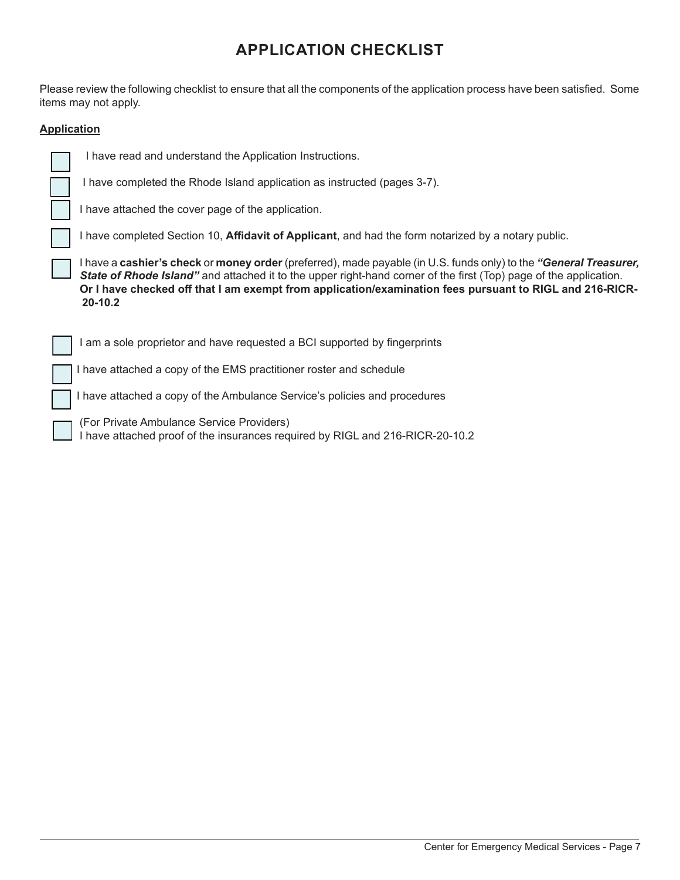# APPLICATION CHECKLIST

Please review the following checklist to ensure that all the components of the application process have been satisfied. Some items may not apply.

**Application**

- [ ] I have read and understand the Application Instructions.
- [ ] I have completed the Rhode Island application as instructed (pages 3-7).
- [ ] I have attached the cover page of the application.
- [ ] I have completed Section 10, **Affidavit of Applicant**, and had the form notarized by a notary public.
- [ ] I have a **cashier's check** or **money order** (preferred), made payable (in U.S. funds only) to the ***"General Treasurer, State of Rhode Island"*** and attached it to the upper right-hand corner of the first (Top) page of the application. **Or I have checked off that I am exempt from application/examination fees pursuant to RIGL and 216-RICR-20-10.2**
- [ ] I am a sole proprietor and have requested a BCI supported by fingerprints
- [ ] I have attached a copy of the EMS practitioner roster and schedule
- [ ] I have attached a copy of the Ambulance Service's policies and procedures
- [ ] (For Private Ambulance Service Providers)
  I have attached proof of the insurances required by RIGL and 216-RICR-20-10.2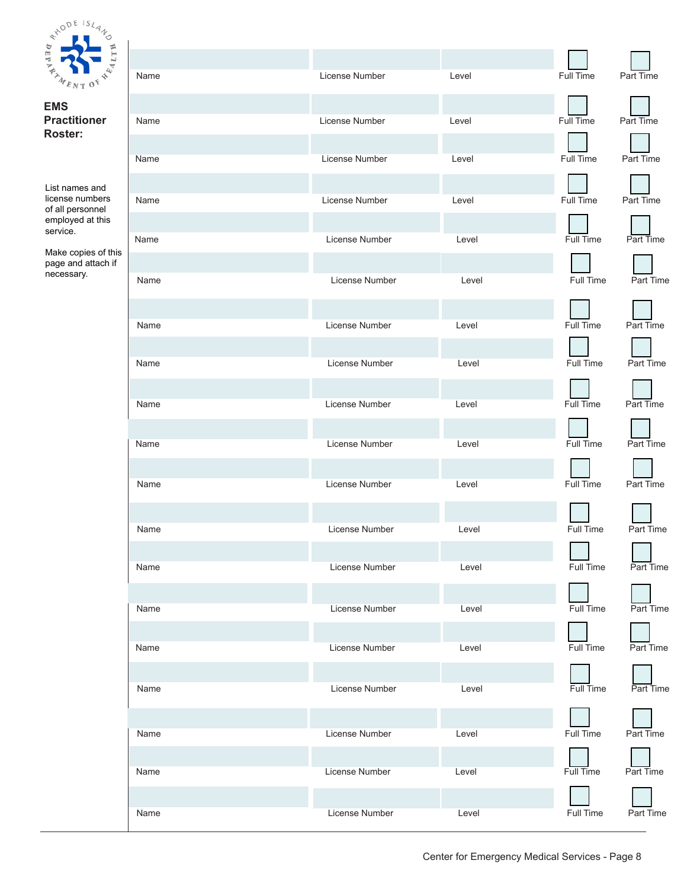**EMS Practitioner Roster:**

List names and license numbers of all personnel employed at this service.

Make copies of this page and attach if necessary.

| | | | | |
|---|---|---|---|---|
| Name | License Number | Level | ☐ Full Time | ☐ Part Time |
| Name | License Number | Level | ☐ Full Time | ☐ Part Time |
| Name | License Number | Level | ☐ Full Time | ☐ Part Time |
| Name | License Number | Level | ☐ Full Time | ☐ Part Time |
| Name | License Number | Level | ☐ Full Time | ☐ Part Time |
| Name | License Number | Level | ☐ Full Time | ☐ Part Time |
| Name | License Number | Level | ☐ Full Time | ☐ Part Time |
| Name | License Number | Level | ☐ Full Time | ☐ Part Time |
| Name | License Number | Level | ☐ Full Time | ☐ Part Time |
| Name | License Number | Level | ☐ Full Time | ☐ Part Time |
| Name | License Number | Level | ☐ Full Time | ☐ Part Time |
| Name | License Number | Level | ☐ Full Time | ☐ Part Time |
| Name | License Number | Level | ☐ Full Time | ☐ Part Time |
| Name | License Number | Level | ☐ Full Time | ☐ Part Time |
| Name | License Number | Level | ☐ Full Time | ☐ Part Time |
| Name | License Number | Level | ☐ Full Time | ☐ Part Time |
| Name | License Number | Level | ☐ Full Time | ☐ Part Time |
| Name | License Number | Level | ☐ Full Time | ☐ Part Time |
| Name | License Number | Level | ☐ Full Time | ☐ Part Time |